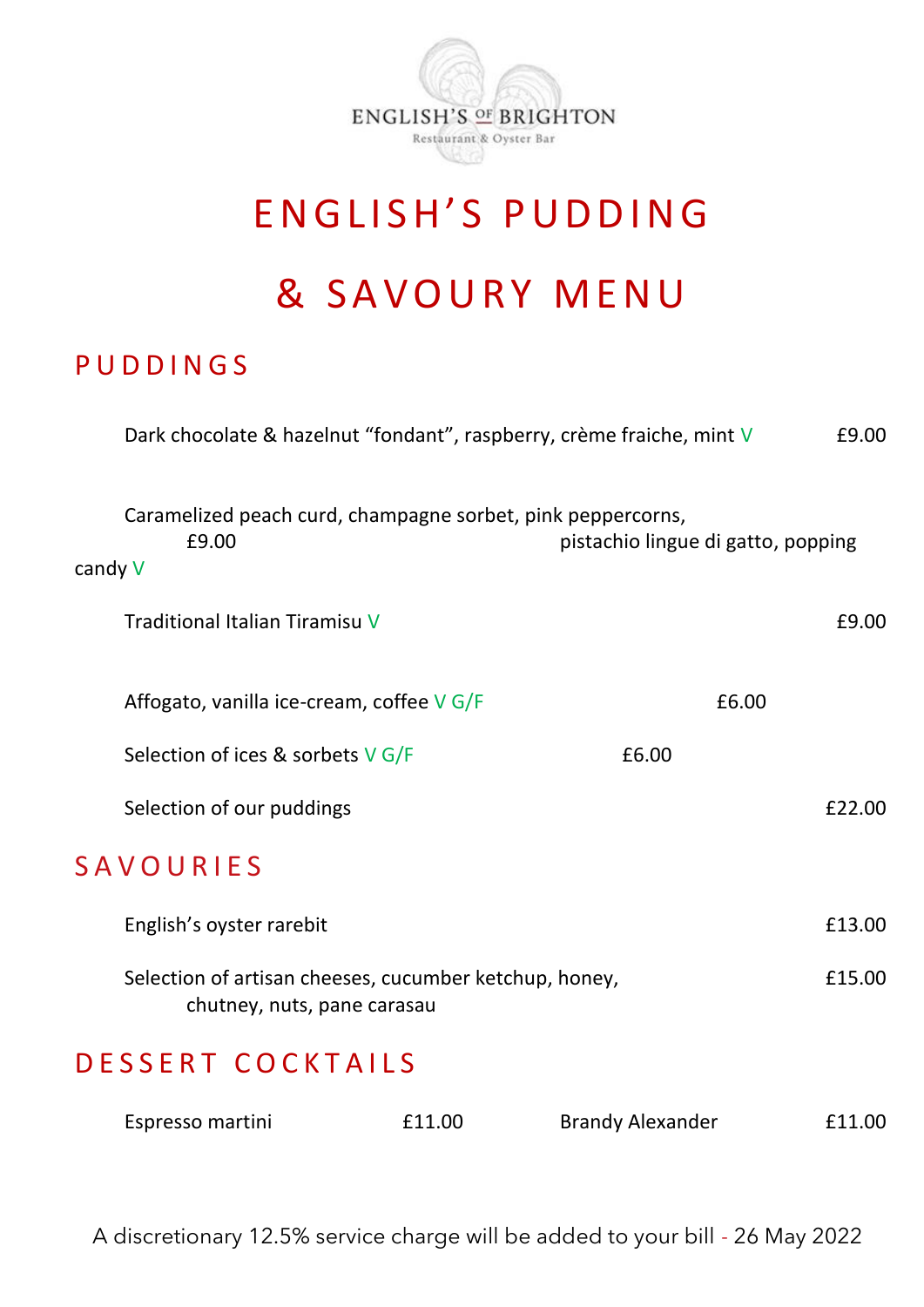ENGLISH'S OF BRIGHTON
Restaurant & Oyster Bar

# ENGLISH'S PUDDING

# & SAVOURY MENU

## PUDDINGS

Dark chocolate & hazelnut "fondant", raspberry, crème fraiche, mint V £9.00

Caramelized peach curd, champagne sorbet, pink peppercorns, pistachio lingue di gatto, popping candy V £9.00

Traditional Italian Tiramisu V £9.00

Affogato, vanilla ice-cream, coffee V G/F £6.00

Selection of ices & sorbets V G/F £6.00

Selection of our puddings £22.00

## SAVOURIES

English's oyster rarebit £13.00

Selection of artisan cheeses, cucumber ketchup, honey, chutney, nuts, pane carasau £15.00

## DESSERT COCKTAILS

Espresso martini £11.00

Brandy Alexander £11.00

A discretionary 12.5% service charge will be added to your bill - 26 May 2022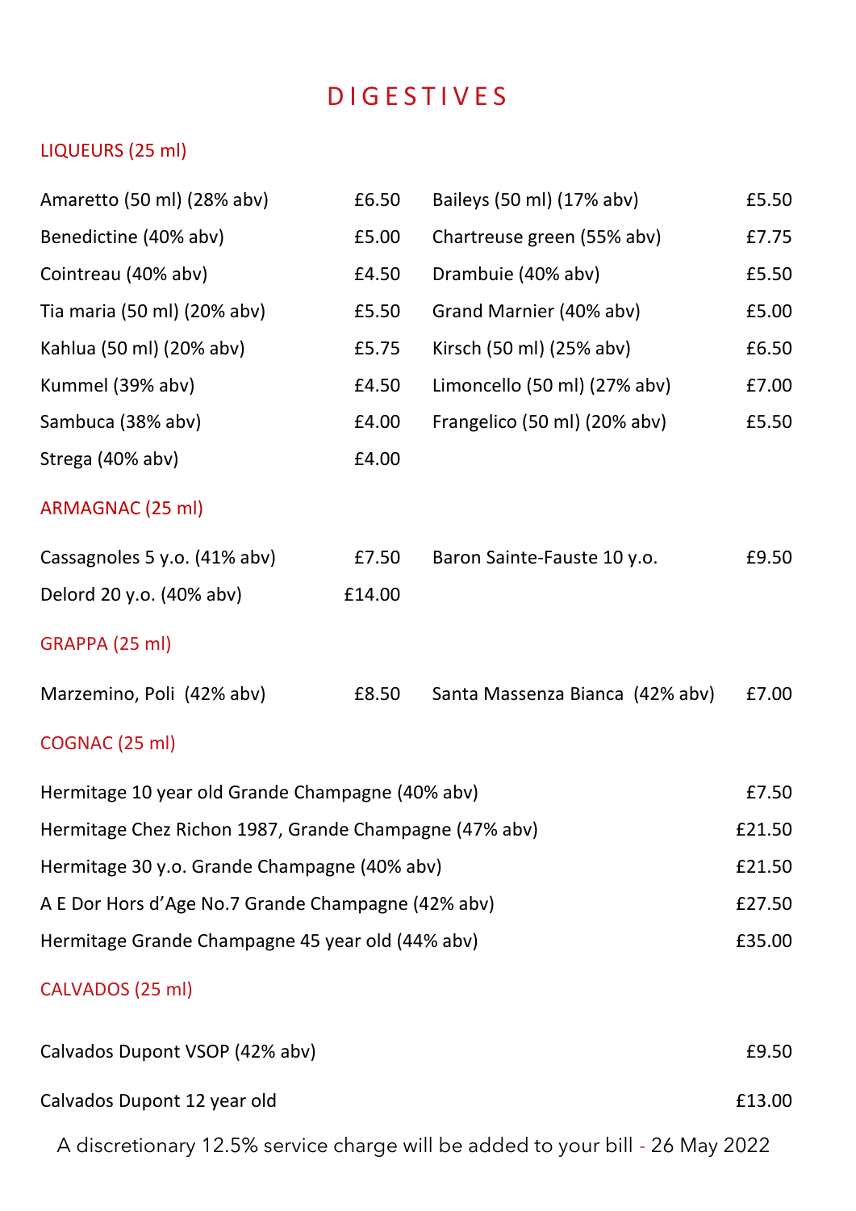# DIGESTIVES

## LIQUEURS (25 ml)

| Item | Price |
|---|---|
| Amaretto (50 ml) (28% abv) | £6.50 |
| Benedictine (40% abv) | £5.00 |
| Cointreau (40% abv) | £4.50 |
| Tia maria (50 ml) (20% abv) | £5.50 |
| Kahlua (50 ml) (20% abv) | £5.75 |
| Kummel (39% abv) | £4.50 |
| Sambuca (38% abv) | £4.00 |
| Strega (40% abv) | £4.00 |
| Baileys (50 ml) (17% abv) | £5.50 |
| Chartreuse green (55% abv) | £7.75 |
| Drambuie (40% abv) | £5.50 |
| Grand Marnier (40% abv) | £5.00 |
| Kirsch (50 ml) (25% abv) | £6.50 |
| Limoncello (50 ml) (27% abv) | £7.00 |
| Frangelico (50 ml) (20% abv) | £5.50 |

## ARMAGNAC (25 ml)

| Item | Price |
|---|---|
| Cassagnoles 5 y.o. (41% abv) | £7.50 |
| Delord 20 y.o. (40% abv) | £14.00 |
| Baron Sainte-Fauste 10 y.o. | £9.50 |

## GRAPPA (25 ml)

| Item | Price |
|---|---|
| Marzemino, Poli (42% abv) | £8.50 |
| Santa Massenza Bianca (42% abv) | £7.00 |

## COGNAC (25 ml)

| Item | Price |
|---|---|
| Hermitage 10 year old Grande Champagne (40% abv) | £7.50 |
| Hermitage Chez Richon 1987, Grande Champagne (47% abv) | £21.50 |
| Hermitage 30 y.o. Grande Champagne (40% abv) | £21.50 |
| A E Dor Hors d'Age No.7 Grande Champagne (42% abv) | £27.50 |
| Hermitage Grande Champagne 45 year old (44% abv) | £35.00 |

## CALVADOS (25 ml)

| Item | Price |
|---|---|
| Calvados Dupont VSOP (42% abv) | £9.50 |
| Calvados Dupont 12 year old | £13.00 |

A discretionary 12.5% service charge will be added to your bill - 26 May 2022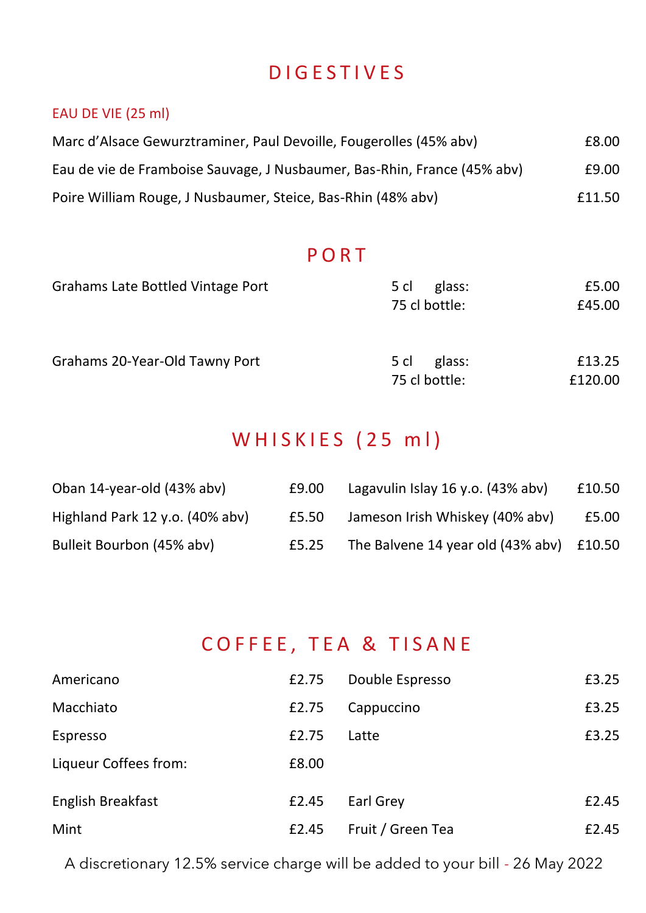# DIGESTIVES

## EAU DE VIE (25 ml)

| Item | Price |
|---|---|
| Marc d'Alsace Gewurztraminer, Paul Devoille, Fougerolles (45% abv) | £8.00 |
| Eau de vie de Framboise Sauvage, J Nusbaumer, Bas-Rhin, France (45% abv) | £9.00 |
| Poire William Rouge, J Nusbaumer, Steice, Bas-Rhin (48% abv) | £11.50 |

# PORT

| Item | Size | Price |
|---|---|---|
| Grahams Late Bottled Vintage Port | 5 cl glass: | £5.00 |
| | 75 cl bottle: | £45.00 |
| Grahams 20-Year-Old Tawny Port | 5 cl glass: | £13.25 |
| | 75 cl bottle: | £120.00 |

# WHISKIES (25 ml)

| Item | Price |
|---|---|
| Oban 14-year-old (43% abv) | £9.00 |
| Highland Park 12 y.o. (40% abv) | £5.50 |
| Bulleit Bourbon (45% abv) | £5.25 |
| Lagavulin Islay 16 y.o. (43% abv) | £10.50 |
| Jameson Irish Whiskey (40% abv) | £5.00 |
| The Balvene 14 year old (43% abv) | £10.50 |

# COFFEE, TEA & TISANE

| Item | Price |
|---|---|
| Americano | £2.75 |
| Macchiato | £2.75 |
| Espresso | £2.75 |
| Liqueur Coffees from: | £8.00 |
| Double Espresso | £3.25 |
| Cappuccino | £3.25 |
| Latte | £3.25 |
| English Breakfast | £2.45 |
| Mint | £2.45 |
| Earl Grey | £2.45 |
| Fruit / Green Tea | £2.45 |

A discretionary 12.5% service charge will be added to your bill - 26 May 2022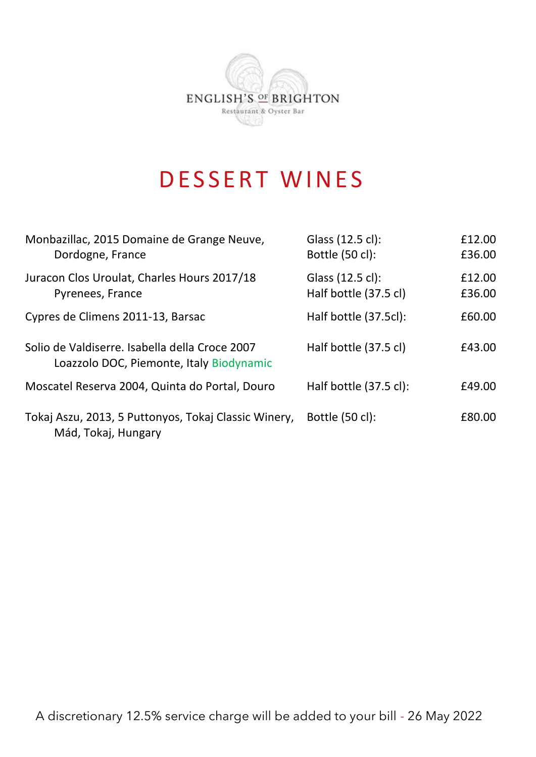ENGLISH'S OF BRIGHTON
Restaurant & Oyster Bar

# DESSERT WINES

| | | |
|---|---|---|
| Monbazillac, 2015 Domaine de Grange Neuve, Dordogne, France | Glass (12.5 cl):<br>Bottle (50 cl): | £12.00<br>£36.00 |
| Juracon Clos Uroulat, Charles Hours 2017/18 Pyrenees, France | Glass (12.5 cl):<br>Half bottle (37.5 cl) | £12.00<br>£36.00 |
| Cypres de Climens 2011-13, Barsac | Half bottle (37.5cl): | £60.00 |
| Solio de Valdiserre. Isabella della Croce 2007 Loazzolo DOC, Piemonte, Italy Biodynamic | Half bottle (37.5 cl) | £43.00 |
| Moscatel Reserva 2004, Quinta do Portal, Douro | Half bottle (37.5 cl): | £49.00 |
| Tokaj Aszu, 2013, 5 Puttonyos, Tokaj Classic Winery, Mád, Tokaj, Hungary | Bottle (50 cl): | £80.00 |

A discretionary 12.5% service charge will be added to your bill - 26 May 2022